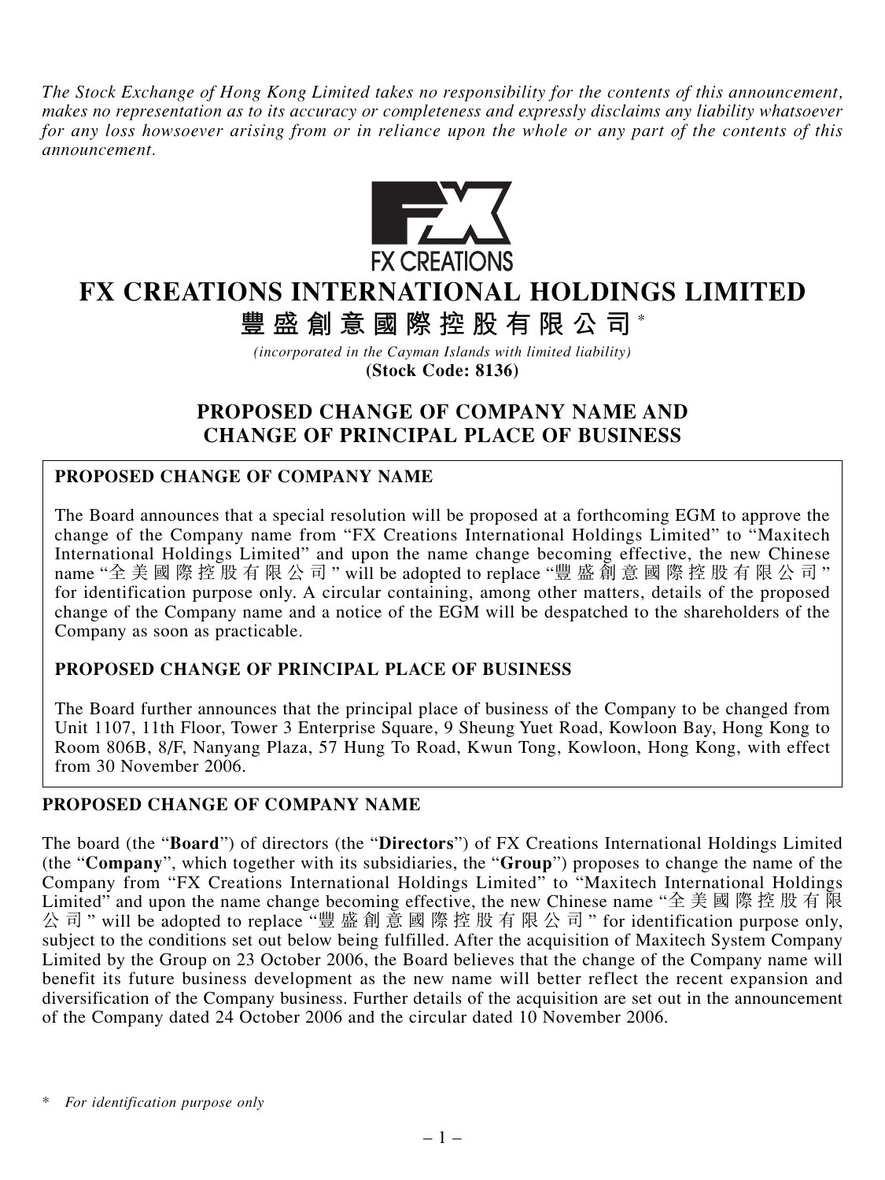*The Stock Exchange of Hong Kong Limited takes no responsibility for the contents of this announcement, makes no representation as to its accuracy or completeness and expressly disclaims any liability whatsoever for any loss howsoever arising from or in reliance upon the whole or any part of the contents of this announcement.*

# FX CREATIONS INTERNATIONAL HOLDINGS LIMITED

# 豐盛創意國際控股有限公司*

*(incorporated in the Cayman Islands with limited liability)*

**(Stock Code: 8136)**

## PROPOSED CHANGE OF COMPANY NAME AND CHANGE OF PRINCIPAL PLACE OF BUSINESS

**PROPOSED CHANGE OF COMPANY NAME**

The Board announces that a special resolution will be proposed at a forthcoming EGM to approve the change of the Company name from "FX Creations International Holdings Limited" to "Maxitech International Holdings Limited" and upon the name change becoming effective, the new Chinese name "全美國際控股有限公司" will be adopted to replace "豐盛創意國際控股有限公司" for identification purpose only. A circular containing, among other matters, details of the proposed change of the Company name and a notice of the EGM will be despatched to the shareholders of the Company as soon as practicable.

**PROPOSED CHANGE OF PRINCIPAL PLACE OF BUSINESS**

The Board further announces that the principal place of business of the Company to be changed from Unit 1107, 11th Floor, Tower 3 Enterprise Square, 9 Sheung Yuet Road, Kowloon Bay, Hong Kong to Room 806B, 8/F, Nanyang Plaza, 57 Hung To Road, Kwun Tong, Kowloon, Hong Kong, with effect from 30 November 2006.

## PROPOSED CHANGE OF COMPANY NAME

The board (the "**Board**") of directors (the "**Directors**") of FX Creations International Holdings Limited (the "**Company**", which together with its subsidiaries, the "**Group**") proposes to change the name of the Company from "FX Creations International Holdings Limited" to "Maxitech International Holdings Limited" and upon the name change becoming effective, the new Chinese name "全美國際控股有限公司" will be adopted to replace "豐盛創意國際控股有限公司" for identification purpose only, subject to the conditions set out below being fulfilled. After the acquisition of Maxitech System Company Limited by the Group on 23 October 2006, the Board believes that the change of the Company name will benefit its future business development as the new name will better reflect the recent expansion and diversification of the Company business. Further details of the acquisition are set out in the announcement of the Company dated 24 October 2006 and the circular dated 10 November 2006.

\* *For identification purpose only*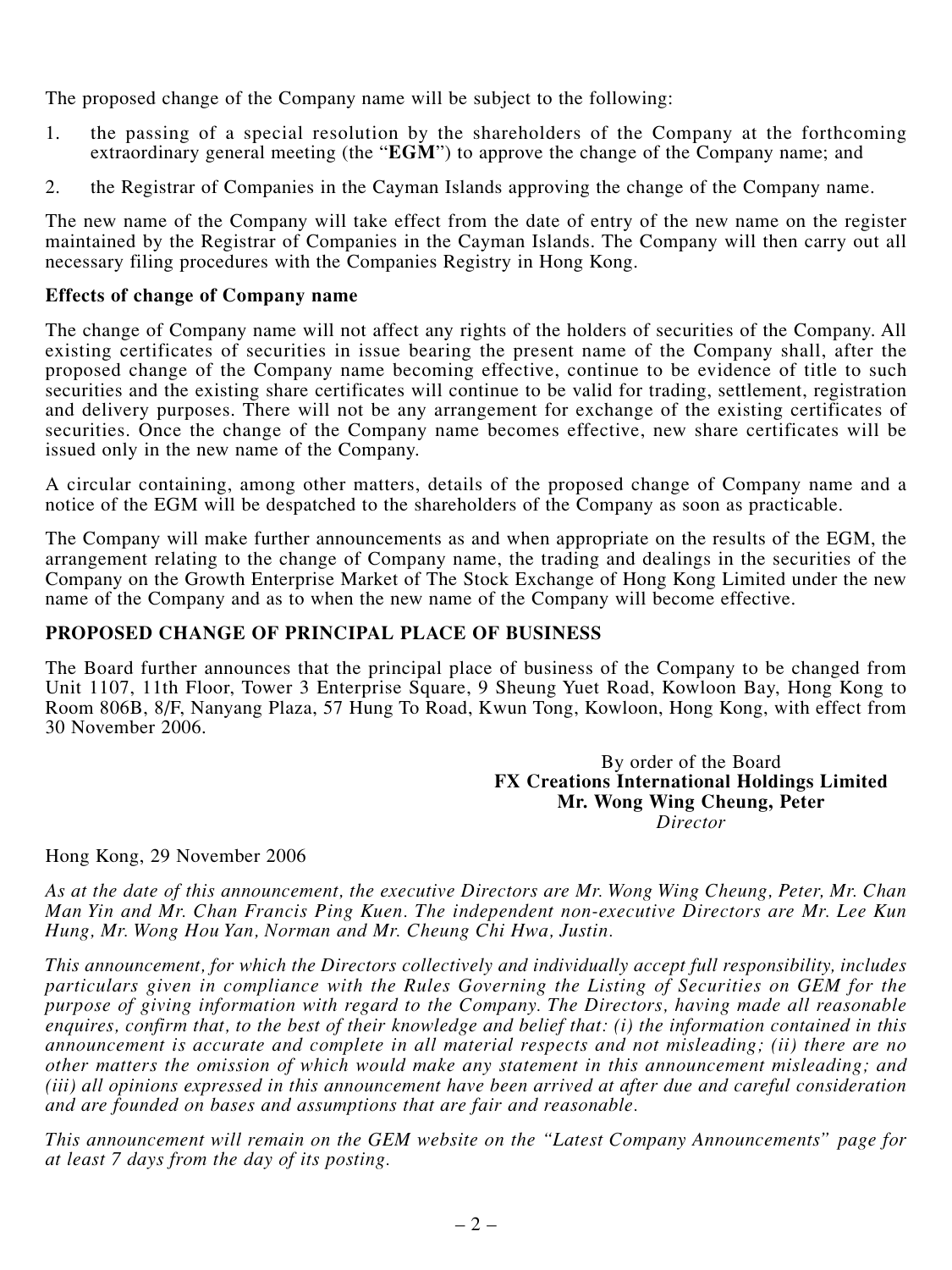The proposed change of the Company name will be subject to the following:

1. the passing of a special resolution by the shareholders of the Company at the forthcoming extraordinary general meeting (the "**EGM**") to approve the change of the Company name; and
2. the Registrar of Companies in the Cayman Islands approving the change of the Company name.

The new name of the Company will take effect from the date of entry of the new name on the register maintained by the Registrar of Companies in the Cayman Islands. The Company will then carry out all necessary filing procedures with the Companies Registry in Hong Kong.

**Effects of change of Company name**

The change of Company name will not affect any rights of the holders of securities of the Company. All existing certificates of securities in issue bearing the present name of the Company shall, after the proposed change of the Company name becoming effective, continue to be evidence of title to such securities and the existing share certificates will continue to be valid for trading, settlement, registration and delivery purposes. There will not be any arrangement for exchange of the existing certificates of securities. Once the change of the Company name becomes effective, new share certificates will be issued only in the new name of the Company.

A circular containing, among other matters, details of the proposed change of Company name and a notice of the EGM will be despatched to the shareholders of the Company as soon as practicable.

The Company will make further announcements as and when appropriate on the results of the EGM, the arrangement relating to the change of Company name, the trading and dealings in the securities of the Company on the Growth Enterprise Market of The Stock Exchange of Hong Kong Limited under the new name of the Company and as to when the new name of the Company will become effective.

**PROPOSED CHANGE OF PRINCIPAL PLACE OF BUSINESS**

The Board further announces that the principal place of business of the Company to be changed from Unit 1107, 11th Floor, Tower 3 Enterprise Square, 9 Sheung Yuet Road, Kowloon Bay, Hong Kong to Room 806B, 8/F, Nanyang Plaza, 57 Hung To Road, Kwun Tong, Kowloon, Hong Kong, with effect from 30 November 2006.

By order of the Board
**FX Creations International Holdings Limited**
**Mr. Wong Wing Cheung, Peter**
*Director*

Hong Kong, 29 November 2006

*As at the date of this announcement, the executive Directors are Mr. Wong Wing Cheung, Peter, Mr. Chan Man Yin and Mr. Chan Francis Ping Kuen. The independent non-executive Directors are Mr. Lee Kun Hung, Mr. Wong Hou Yan, Norman and Mr. Cheung Chi Hwa, Justin.*

*This announcement, for which the Directors collectively and individually accept full responsibility, includes particulars given in compliance with the Rules Governing the Listing of Securities on GEM for the purpose of giving information with regard to the Company. The Directors, having made all reasonable enquires, confirm that, to the best of their knowledge and belief that: (i) the information contained in this announcement is accurate and complete in all material respects and not misleading; (ii) there are no other matters the omission of which would make any statement in this announcement misleading; and (iii) all opinions expressed in this announcement have been arrived at after due and careful consideration and are founded on bases and assumptions that are fair and reasonable.*

*This announcement will remain on the GEM website on the "Latest Company Announcements" page for at least 7 days from the day of its posting.*